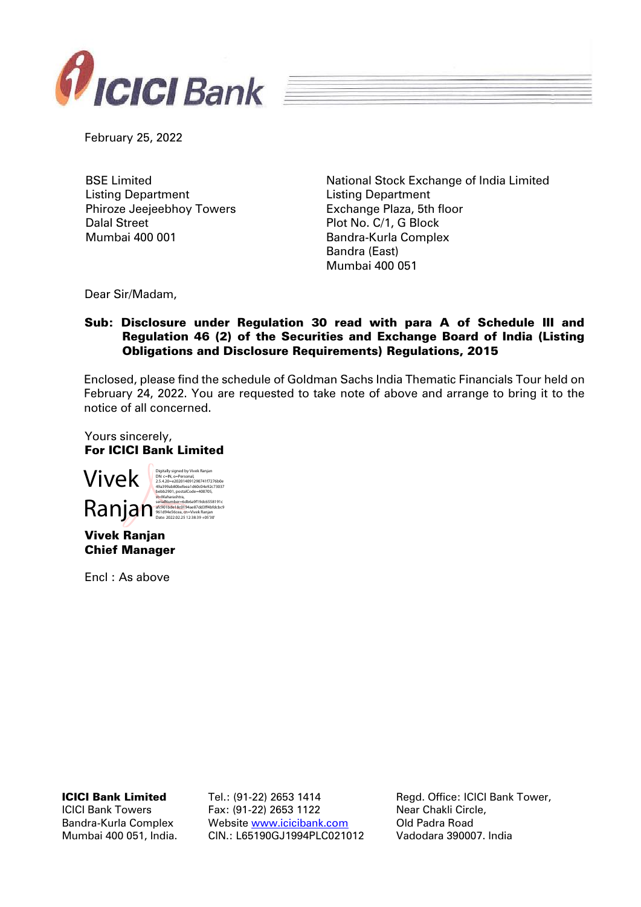February 25, 2022

BSE Limited
Listing Department
Phiroze Jeejeebhoy Towers
Dalal Street
Mumbai 400 001

National Stock Exchange of India Limited
Listing Department
Exchange Plaza, 5th floor
Plot No. C/1, G Block
Bandra-Kurla Complex
Bandra (East)
Mumbai 400 051

Dear Sir/Madam,

**Sub: Disclosure under Regulation 30 read with para A of Schedule III and Regulation 46 (2) of the Securities and Exchange Board of India (Listing Obligations and Disclosure Requirements) Regulations, 2015**

Enclosed, please find the schedule of Goldman Sachs India Thematic Financials Tour held on February 24, 2022. You are requested to take note of above and arrange to bring it to the notice of all concerned.

Yours sincerely,
**For ICICI Bank Limited**

Vivek Ranjan

Digitally signed by Vivek Ranjan
DN: c=IN, o=Personal, 2.5.4.20=e20201409129074 1f7276b0e49a399ab80befeea1d60c04e92c73037bebb2901, postalCode=400705, st=Maharashtra, serialNumber=6db6a9f19dc6558191cafc901bde18c0194ae87dd3ff4bfdcbc9961d94e56cea, cn=Vivek Ranjan
Date: 2022.02.25 12:38:39 +05'30'

**Vivek Ranjan**
**Chief Manager**

Encl : As above

**ICICI Bank Limited**
ICICI Bank Towers
Bandra-Kurla Complex
Mumbai 400 051, India.

Tel.: (91-22) 2653 1414
Fax: (91-22) 2653 1122
Website www.icicibank.com
CIN.: L65190GJ1994PLC021012

Regd. Office: ICICI Bank Tower,
Near Chakli Circle,
Old Padra Road
Vadodara 390007. India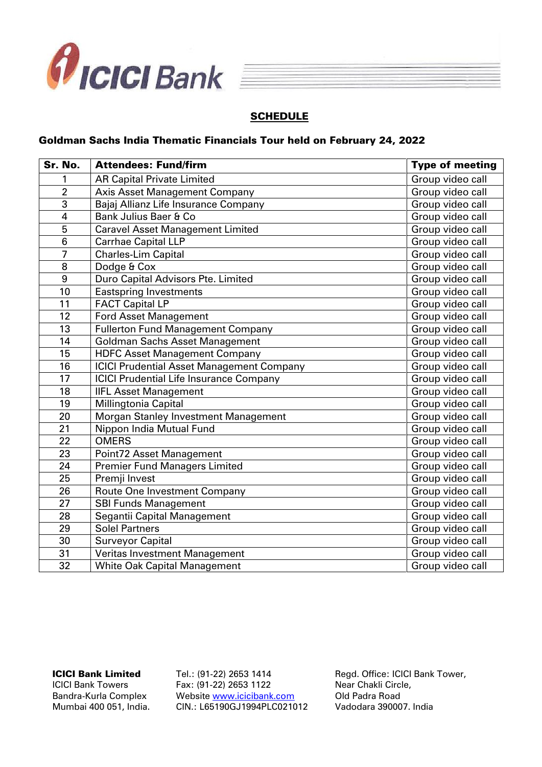## SCHEDULE

**Goldman Sachs India Thematic Financials Tour held on February 24, 2022**

| Sr. No. | Attendees: Fund/firm | Type of meeting |
|---|---|---|
| 1 | AR Capital Private Limited | Group video call |
| 2 | Axis Asset Management Company | Group video call |
| 3 | Bajaj Allianz Life Insurance Company | Group video call |
| 4 | Bank Julius Baer & Co | Group video call |
| 5 | Caravel Asset Management Limited | Group video call |
| 6 | Carrhae Capital LLP | Group video call |
| 7 | Charles-Lim Capital | Group video call |
| 8 | Dodge & Cox | Group video call |
| 9 | Duro Capital Advisors Pte. Limited | Group video call |
| 10 | Eastspring Investments | Group video call |
| 11 | FACT Capital LP | Group video call |
| 12 | Ford Asset Management | Group video call |
| 13 | Fullerton Fund Management Company | Group video call |
| 14 | Goldman Sachs Asset Management | Group video call |
| 15 | HDFC Asset Management Company | Group video call |
| 16 | ICICI Prudential Asset Management Company | Group video call |
| 17 | ICICI Prudential Life Insurance Company | Group video call |
| 18 | IIFL Asset Management | Group video call |
| 19 | Millingtonia Capital | Group video call |
| 20 | Morgan Stanley Investment Management | Group video call |
| 21 | Nippon India Mutual Fund | Group video call |
| 22 | OMERS | Group video call |
| 23 | Point72 Asset Management | Group video call |
| 24 | Premier Fund Managers Limited | Group video call |
| 25 | Premji Invest | Group video call |
| 26 | Route One Investment Company | Group video call |
| 27 | SBI Funds Management | Group video call |
| 28 | Segantii Capital Management | Group video call |
| 29 | Solel Partners | Group video call |
| 30 | Surveyor Capital | Group video call |
| 31 | Veritas Investment Management | Group video call |
| 32 | White Oak Capital Management | Group video call |

**ICICI Bank Limited**
ICICI Bank Towers
Bandra-Kurla Complex
Mumbai 400 051, India.

Tel.: (91-22) 2653 1414
Fax: (91-22) 2653 1122
Website www.icicibank.com
CIN.: L65190GJ1994PLC021012

Regd. Office: ICICI Bank Tower,
Near Chakli Circle,
Old Padra Road
Vadodara 390007. India